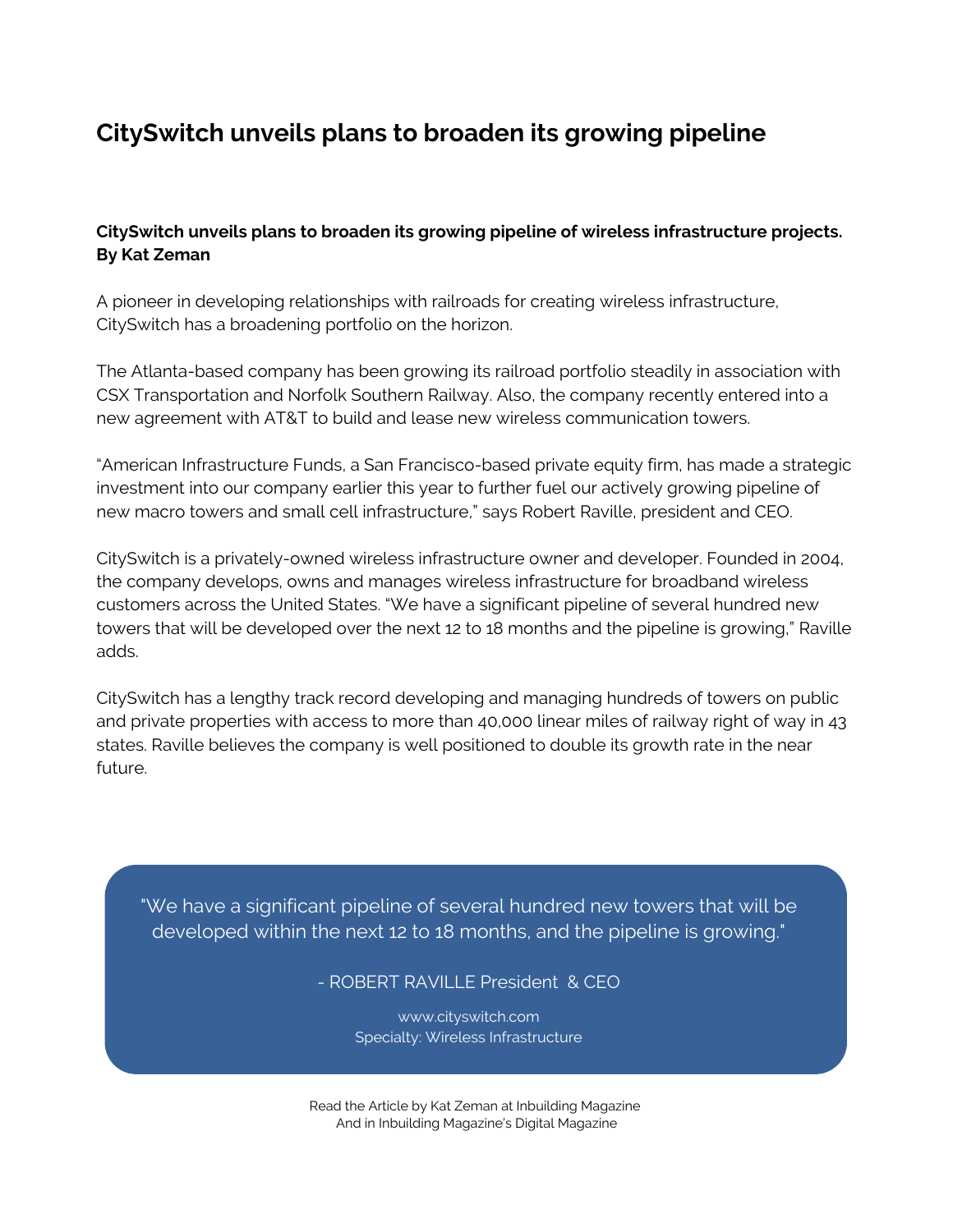# CitySwitch unveils plans to broaden its growing pipeline

**CitySwitch unveils plans to broaden its growing pipeline of wireless infrastructure projects.**
**By Kat Zeman**

A pioneer in developing relationships with railroads for creating wireless infrastructure, CitySwitch has a broadening portfolio on the horizon.

The Atlanta-based company has been growing its railroad portfolio steadily in association with CSX Transportation and Norfolk Southern Railway. Also, the company recently entered into a new agreement with AT&T to build and lease new wireless communication towers.

"American Infrastructure Funds, a San Francisco-based private equity firm, has made a strategic investment into our company earlier this year to further fuel our actively growing pipeline of new macro towers and small cell infrastructure," says Robert Raville, president and CEO.

CitySwitch is a privately-owned wireless infrastructure owner and developer. Founded in 2004, the company develops, owns and manages wireless infrastructure for broadband wireless customers across the United States. "We have a significant pipeline of several hundred new towers that will be developed over the next 12 to 18 months and the pipeline is growing," Raville adds.

CitySwitch has a lengthy track record developing and managing hundreds of towers on public and private properties with access to more than 40,000 linear miles of railway right of way in 43 states. Raville believes the company is well positioned to double its growth rate in the near future.

"We have a significant pipeline of several hundred new towers that will be developed within the next 12 to 18 months, and the pipeline is growing."

- ROBERT RAVILLE President & CEO

www.cityswitch.com
Specialty: Wireless Infrastructure

Read the Article by Kat Zeman at Inbuilding Magazine
And in Inbuilding Magazine's Digital Magazine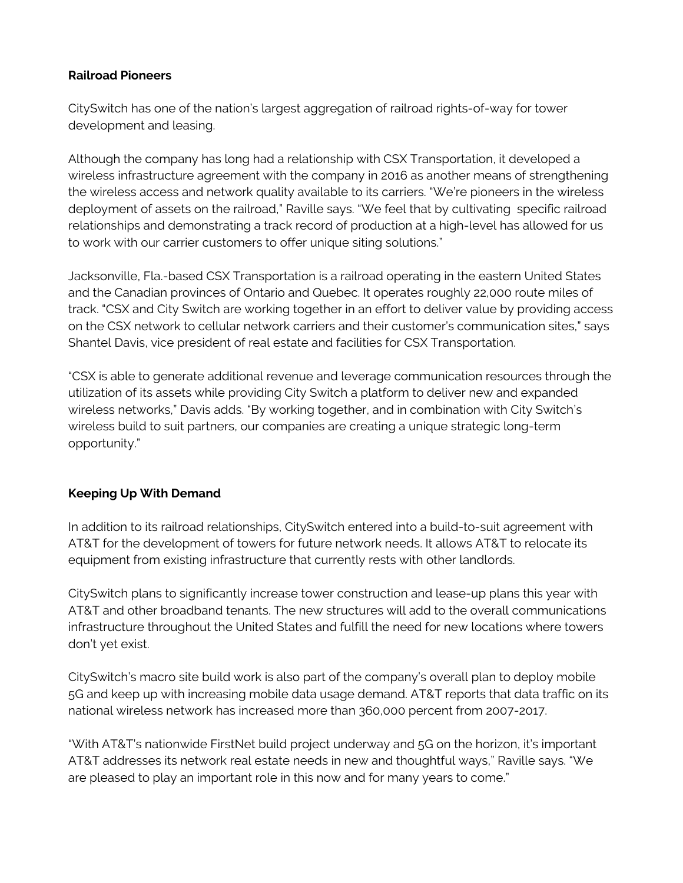**Railroad Pioneers**

CitySwitch has one of the nation's largest aggregation of railroad rights-of-way for tower development and leasing.

Although the company has long had a relationship with CSX Transportation, it developed a wireless infrastructure agreement with the company in 2016 as another means of strengthening the wireless access and network quality available to its carriers. "We're pioneers in the wireless deployment of assets on the railroad," Raville says. "We feel that by cultivating  specific railroad relationships and demonstrating a track record of production at a high-level has allowed for us to work with our carrier customers to offer unique siting solutions."

Jacksonville, Fla.-based CSX Transportation is a railroad operating in the eastern United States and the Canadian provinces of Ontario and Quebec. It operates roughly 22,000 route miles of track. "CSX and City Switch are working together in an effort to deliver value by providing access on the CSX network to cellular network carriers and their customer's communication sites," says Shantel Davis, vice president of real estate and facilities for CSX Transportation.

"CSX is able to generate additional revenue and leverage communication resources through the utilization of its assets while providing City Switch a platform to deliver new and expanded wireless networks," Davis adds. "By working together, and in combination with City Switch's wireless build to suit partners, our companies are creating a unique strategic long-term opportunity."

**Keeping Up With Demand**

In addition to its railroad relationships, CitySwitch entered into a build-to-suit agreement with AT&T for the development of towers for future network needs. It allows AT&T to relocate its equipment from existing infrastructure that currently rests with other landlords.

CitySwitch plans to significantly increase tower construction and lease-up plans this year with AT&T and other broadband tenants. The new structures will add to the overall communications infrastructure throughout the United States and fulfill the need for new locations where towers don't yet exist.

CitySwitch's macro site build work is also part of the company's overall plan to deploy mobile 5G and keep up with increasing mobile data usage demand. AT&T reports that data traffic on its national wireless network has increased more than 360,000 percent from 2007-2017.

"With AT&T's nationwide FirstNet build project underway and 5G on the horizon, it's important AT&T addresses its network real estate needs in new and thoughtful ways," Raville says. "We are pleased to play an important role in this now and for many years to come."